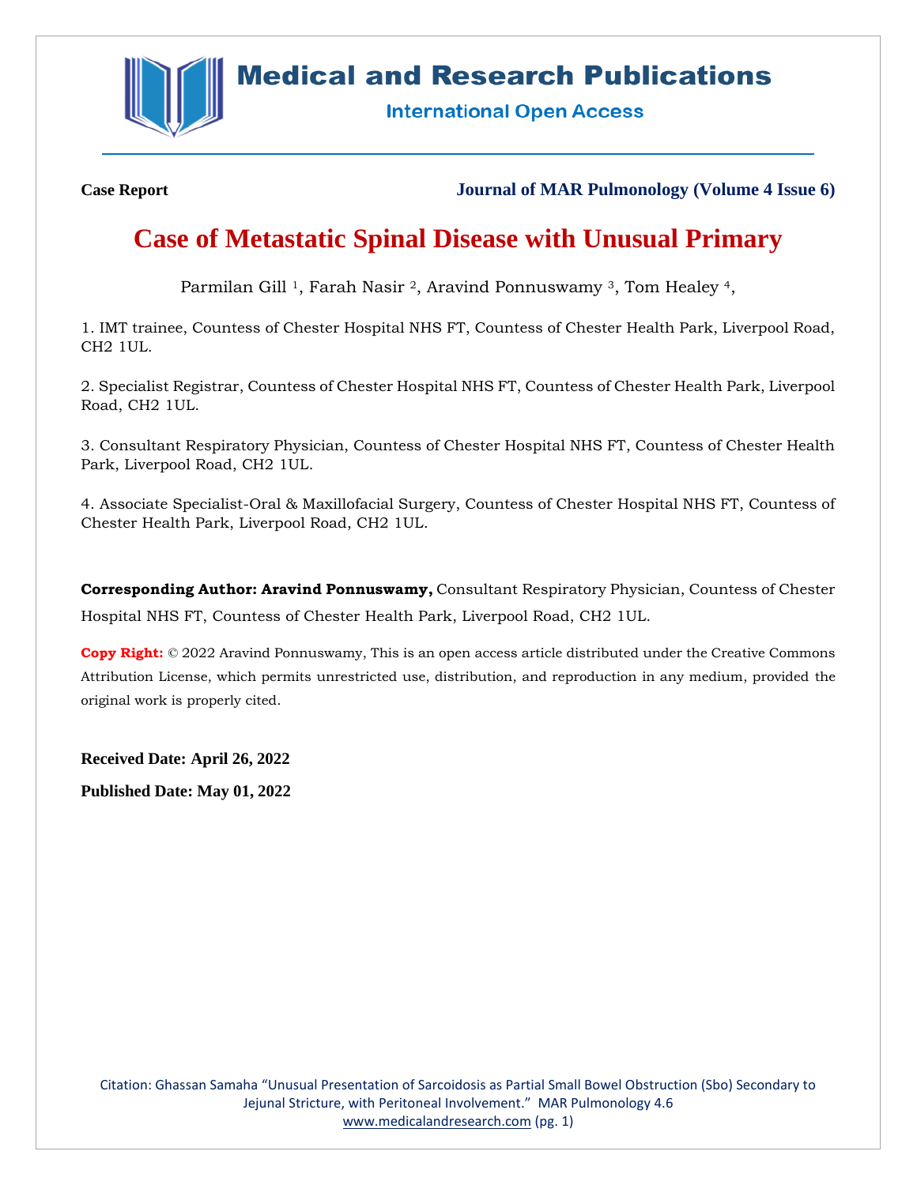**Case Report** **Journal of MAR Pulmonology (Volume 4 Issue 6)**

# Case of Metastatic Spinal Disease with Unusual Primary

Parmilan Gill [1], Farah Nasir [2], Aravind Ponnuswamy [3], Tom Healey [4],

1. IMT trainee, Countess of Chester Hospital NHS FT, Countess of Chester Health Park, Liverpool Road, CH2 1UL.

2. Specialist Registrar, Countess of Chester Hospital NHS FT, Countess of Chester Health Park, Liverpool Road, CH2 1UL.

3. Consultant Respiratory Physician, Countess of Chester Hospital NHS FT, Countess of Chester Health Park, Liverpool Road, CH2 1UL.

4. Associate Specialist-Oral & Maxillofacial Surgery, Countess of Chester Hospital NHS FT, Countess of Chester Health Park, Liverpool Road, CH2 1UL.

**Corresponding Author: Aravind Ponnuswamy,** Consultant Respiratory Physician, Countess of Chester Hospital NHS FT, Countess of Chester Health Park, Liverpool Road, CH2 1UL.

**Copy Right:** © 2022 Aravind Ponnuswamy, This is an open access article distributed under the Creative Commons Attribution License, which permits unrestricted use, distribution, and reproduction in any medium, provided the original work is properly cited.

**Received Date: April 26, 2022**

**Published Date: May 01, 2022**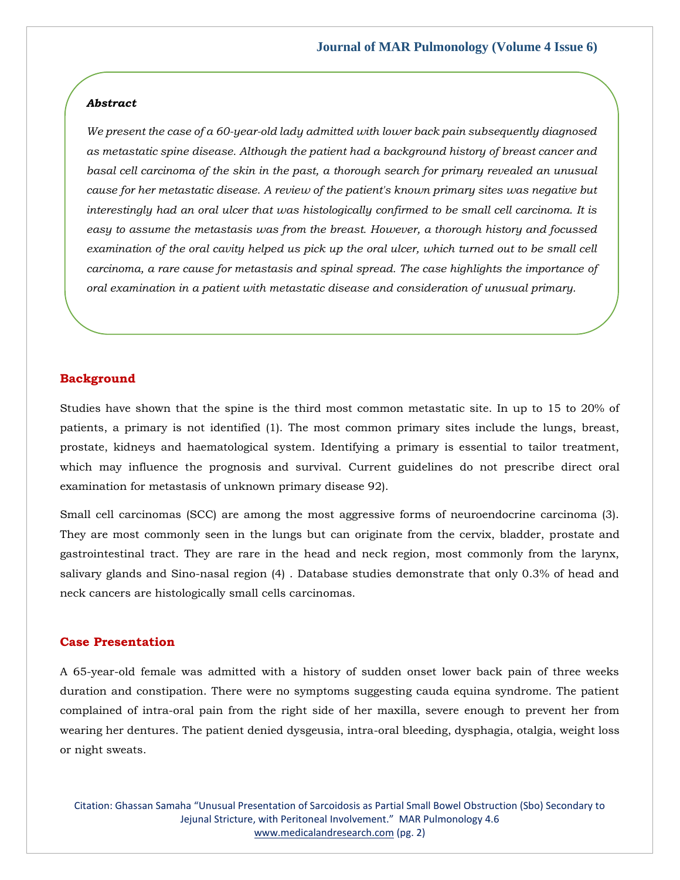### *Abstract*

*We present the case of a 60-year-old lady admitted with lower back pain subsequently diagnosed as metastatic spine disease. Although the patient had a background history of breast cancer and basal cell carcinoma of the skin in the past, a thorough search for primary revealed an unusual cause for her metastatic disease. A review of the patient's known primary sites was negative but interestingly had an oral ulcer that was histologically confirmed to be small cell carcinoma. It is easy to assume the metastasis was from the breast. However, a thorough history and focussed examination of the oral cavity helped us pick up the oral ulcer, which turned out to be small cell carcinoma, a rare cause for metastasis and spinal spread. The case highlights the importance of oral examination in a patient with metastatic disease and consideration of unusual primary.*

## Background

Studies have shown that the spine is the third most common metastatic site. In up to 15 to 20% of patients, a primary is not identified (1). The most common primary sites include the lungs, breast, prostate, kidneys and haematological system. Identifying a primary is essential to tailor treatment, which may influence the prognosis and survival. Current guidelines do not prescribe direct oral examination for metastasis of unknown primary disease 92).

Small cell carcinomas (SCC) are among the most aggressive forms of neuroendocrine carcinoma (3). They are most commonly seen in the lungs but can originate from the cervix, bladder, prostate and gastrointestinal tract. They are rare in the head and neck region, most commonly from the larynx, salivary glands and Sino-nasal region (4) . Database studies demonstrate that only 0.3% of head and neck cancers are histologically small cells carcinomas.

## Case Presentation

A 65-year-old female was admitted with a history of sudden onset lower back pain of three weeks duration and constipation. There were no symptoms suggesting cauda equina syndrome. The patient complained of intra-oral pain from the right side of her maxilla, severe enough to prevent her from wearing her dentures. The patient denied dysgeusia, intra-oral bleeding, dysphagia, otalgia, weight loss or night sweats.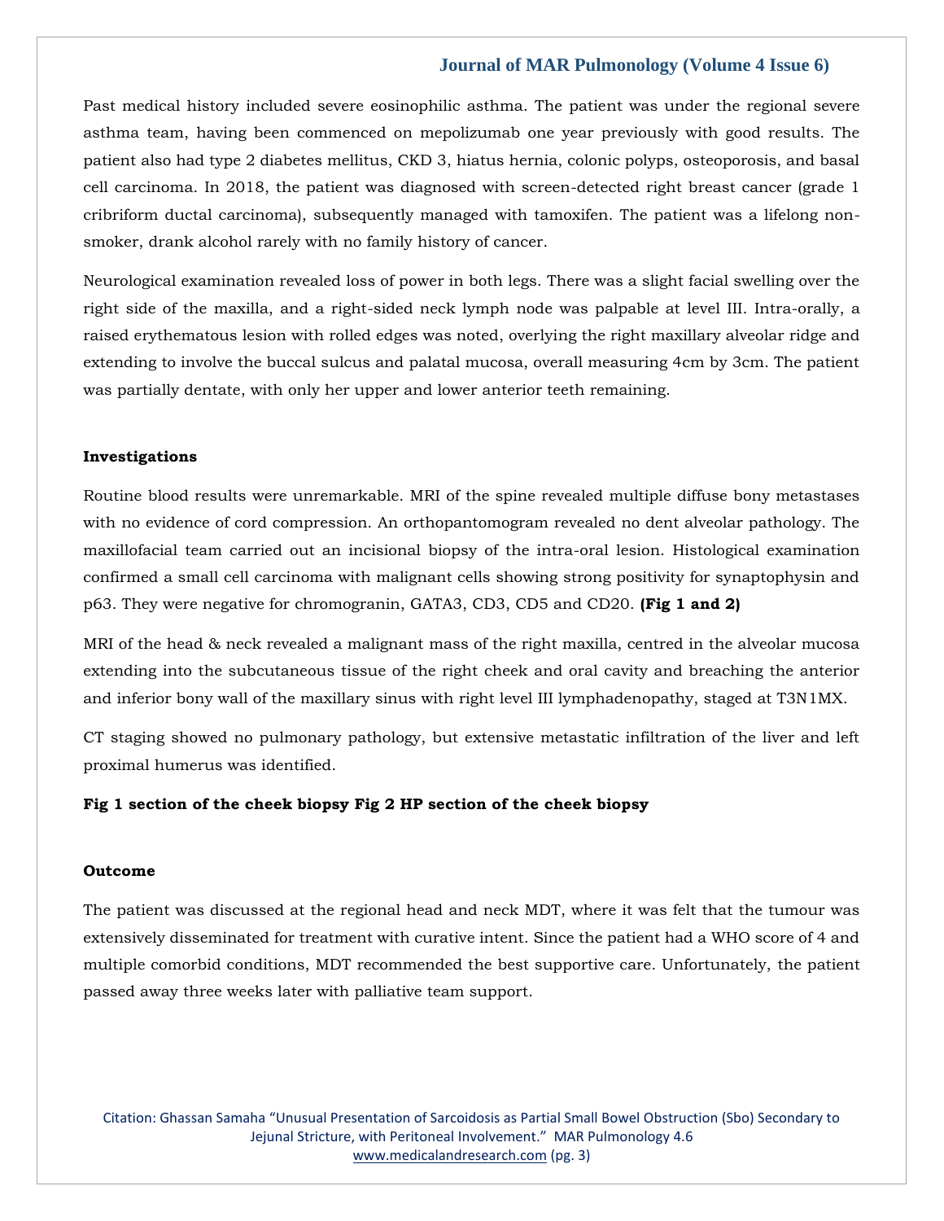Past medical history included severe eosinophilic asthma. The patient was under the regional severe asthma team, having been commenced on mepolizumab one year previously with good results. The patient also had type 2 diabetes mellitus, CKD 3, hiatus hernia, colonic polyps, osteoporosis, and basal cell carcinoma. In 2018, the patient was diagnosed with screen-detected right breast cancer (grade 1 cribriform ductal carcinoma), subsequently managed with tamoxifen. The patient was a lifelong non-smoker, drank alcohol rarely with no family history of cancer.

Neurological examination revealed loss of power in both legs. There was a slight facial swelling over the right side of the maxilla, and a right-sided neck lymph node was palpable at level III. Intra-orally, a raised erythematous lesion with rolled edges was noted, overlying the right maxillary alveolar ridge and extending to involve the buccal sulcus and palatal mucosa, overall measuring 4cm by 3cm. The patient was partially dentate, with only her upper and lower anterior teeth remaining.

### Investigations

Routine blood results were unremarkable. MRI of the spine revealed multiple diffuse bony metastases with no evidence of cord compression. An orthopantomogram revealed no dent alveolar pathology. The maxillofacial team carried out an incisional biopsy of the intra-oral lesion. Histological examination confirmed a small cell carcinoma with malignant cells showing strong positivity for synaptophysin and p63. They were negative for chromogranin, GATA3, CD3, CD5 and CD20. **(Fig 1 and 2)**

MRI of the head & neck revealed a malignant mass of the right maxilla, centred in the alveolar mucosa extending into the subcutaneous tissue of the right cheek and oral cavity and breaching the anterior and inferior bony wall of the maxillary sinus with right level III lymphadenopathy, staged at T3N1MX.

CT staging showed no pulmonary pathology, but extensive metastatic infiltration of the liver and left proximal humerus was identified.

**Fig 1 section of the cheek biopsy Fig 2 HP section of the cheek biopsy**

### Outcome

The patient was discussed at the regional head and neck MDT, where it was felt that the tumour was extensively disseminated for treatment with curative intent. Since the patient had a WHO score of 4 and multiple comorbid conditions, MDT recommended the best supportive care. Unfortunately, the patient passed away three weeks later with palliative team support.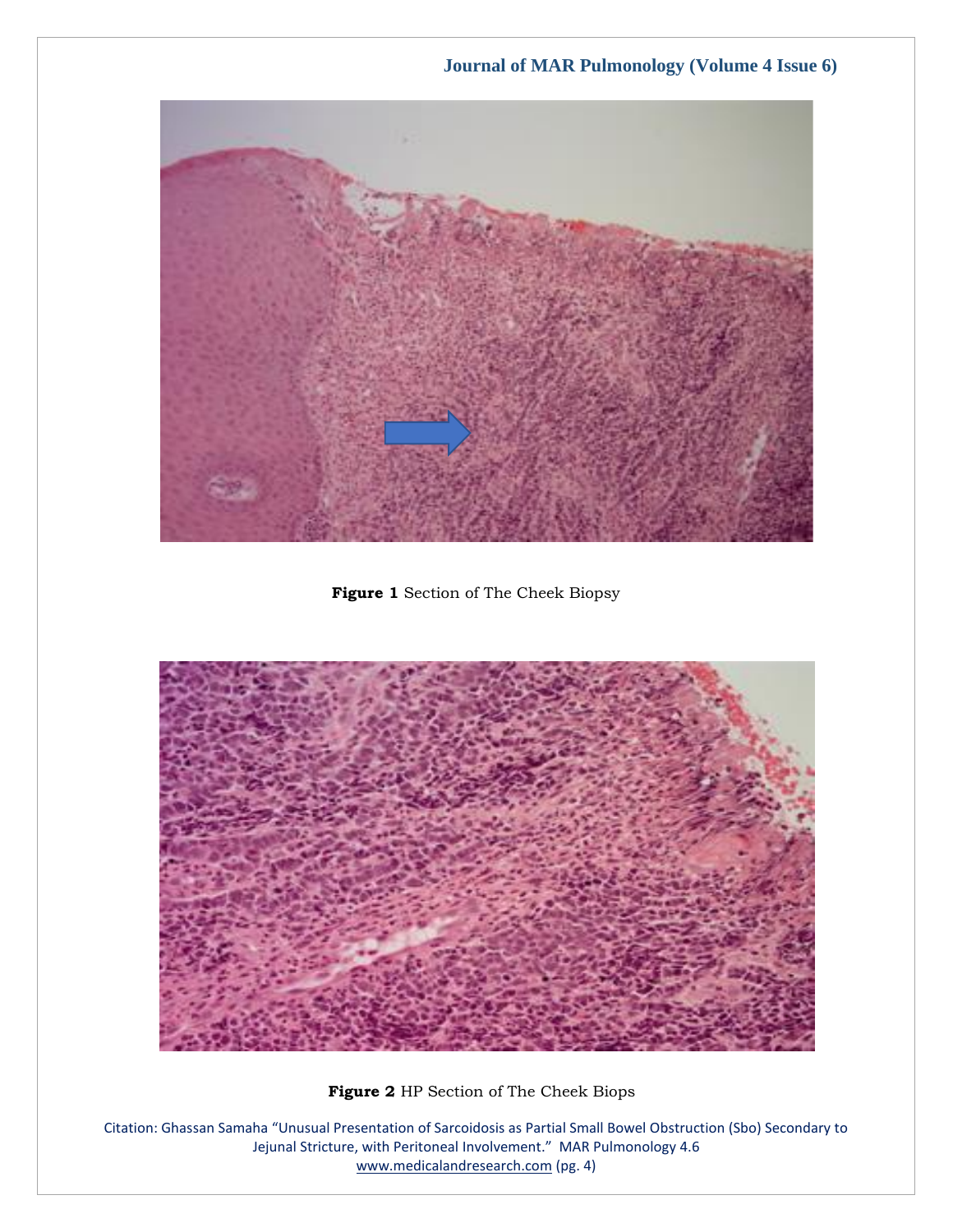**Figure 1** Section of The Cheek Biopsy

**Figure 2** HP Section of The Cheek Biops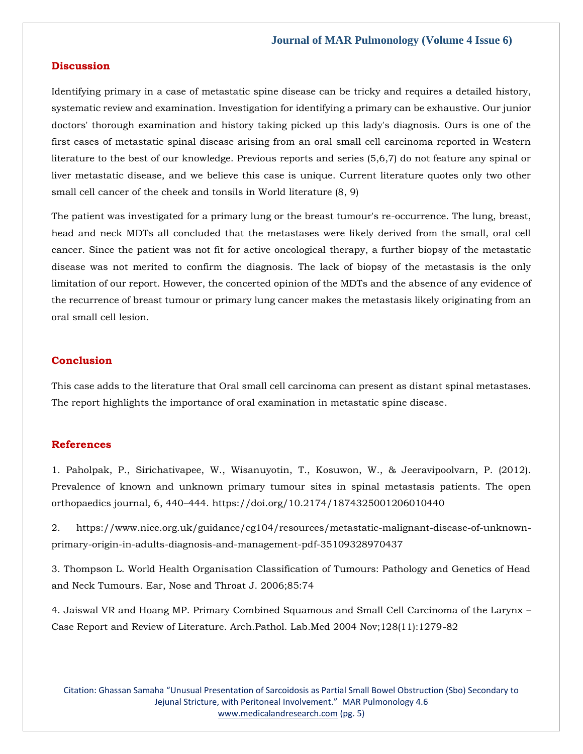## Discussion

Identifying primary in a case of metastatic spine disease can be tricky and requires a detailed history, systematic review and examination. Investigation for identifying a primary can be exhaustive. Our junior doctors' thorough examination and history taking picked up this lady's diagnosis. Ours is one of the first cases of metastatic spinal disease arising from an oral small cell carcinoma reported in Western literature to the best of our knowledge. Previous reports and series (5,6,7) do not feature any spinal or liver metastatic disease, and we believe this case is unique. Current literature quotes only two other small cell cancer of the cheek and tonsils in World literature (8, 9)

The patient was investigated for a primary lung or the breast tumour's re-occurrence. The lung, breast, head and neck MDTs all concluded that the metastases were likely derived from the small, oral cell cancer. Since the patient was not fit for active oncological therapy, a further biopsy of the metastatic disease was not merited to confirm the diagnosis. The lack of biopsy of the metastasis is the only limitation of our report. However, the concerted opinion of the MDTs and the absence of any evidence of the recurrence of breast tumour or primary lung cancer makes the metastasis likely originating from an oral small cell lesion.

## Conclusion

This case adds to the literature that Oral small cell carcinoma can present as distant spinal metastases. The report highlights the importance of oral examination in metastatic spine disease.

## References

1. Paholpak, P., Sirichativapee, W., Wisanuyotin, T., Kosuwon, W., & Jeeravipoolvarn, P. (2012). Prevalence of known and unknown primary tumour sites in spinal metastasis patients. The open orthopaedics journal, 6, 440–444. https://doi.org/10.2174/1874325001206010440

2. https://www.nice.org.uk/guidance/cg104/resources/metastatic-malignant-disease-of-unknown-primary-origin-in-adults-diagnosis-and-management-pdf-35109328970437

3. Thompson L. World Health Organisation Classification of Tumours: Pathology and Genetics of Head and Neck Tumours. Ear, Nose and Throat J. 2006;85:74

4. Jaiswal VR and Hoang MP. Primary Combined Squamous and Small Cell Carcinoma of the Larynx – Case Report and Review of Literature. Arch.Pathol. Lab.Med 2004 Nov;128(11):1279-82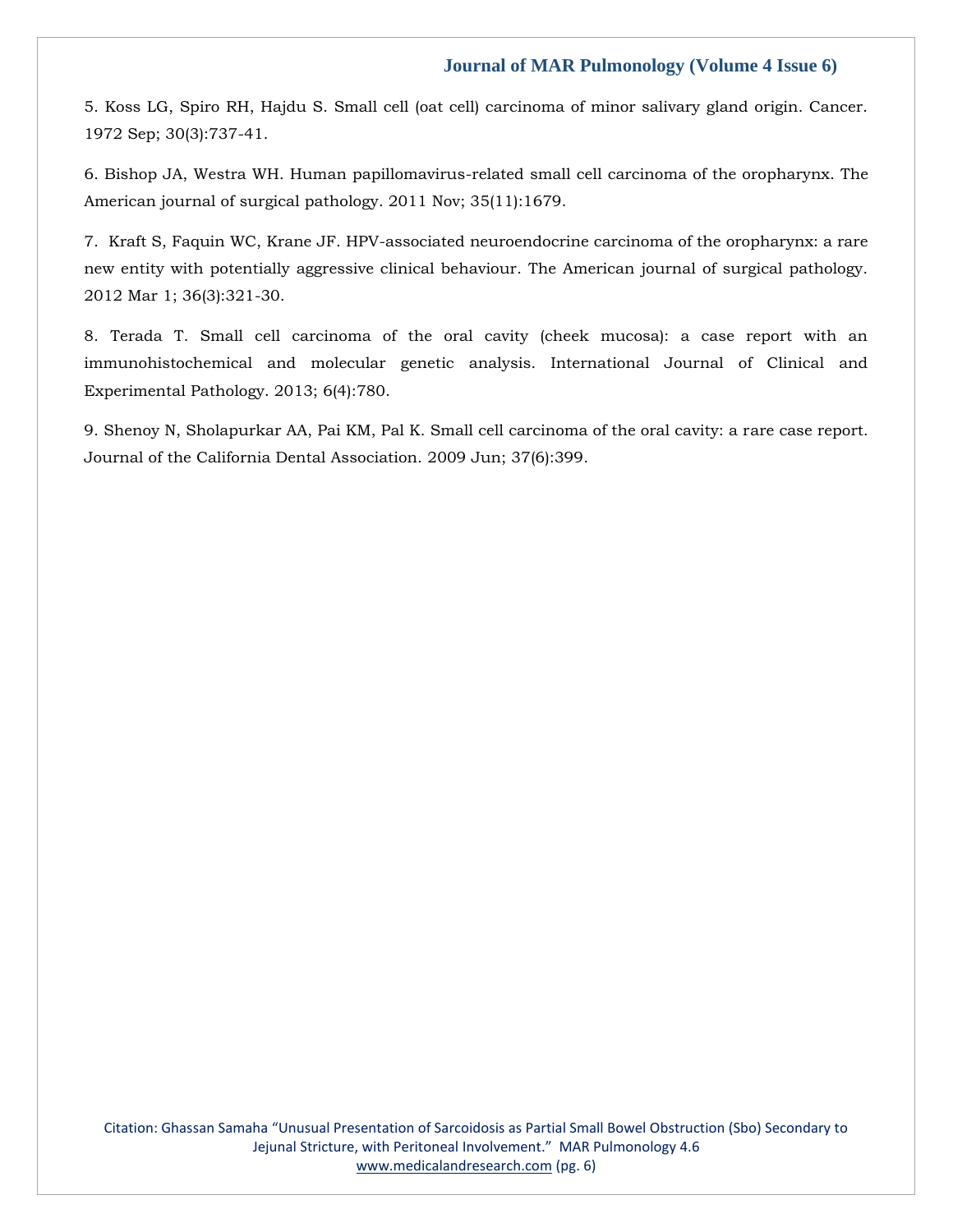5. Koss LG, Spiro RH, Hajdu S. Small cell (oat cell) carcinoma of minor salivary gland origin. Cancer. 1972 Sep; 30(3):737-41.

6. Bishop JA, Westra WH. Human papillomavirus-related small cell carcinoma of the oropharynx. The American journal of surgical pathology. 2011 Nov; 35(11):1679.

7. Kraft S, Faquin WC, Krane JF. HPV-associated neuroendocrine carcinoma of the oropharynx: a rare new entity with potentially aggressive clinical behaviour. The American journal of surgical pathology. 2012 Mar 1; 36(3):321-30.

8. Terada T. Small cell carcinoma of the oral cavity (cheek mucosa): a case report with an immunohistochemical and molecular genetic analysis. International Journal of Clinical and Experimental Pathology. 2013; 6(4):780.

9. Shenoy N, Sholapurkar AA, Pai KM, Pal K. Small cell carcinoma of the oral cavity: a rare case report. Journal of the California Dental Association. 2009 Jun; 37(6):399.